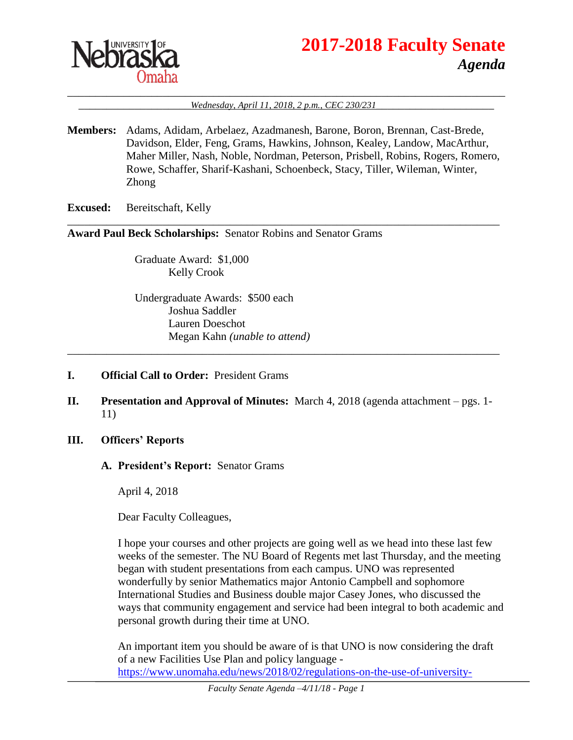# 2017-2018 Faculty Senate

## *Agenda*

*Wednesday, April 11, 2018, 2 p.m., CEC 230/231*

**Members:** Adams, Adidam, Arbelaez, Azadmanesh, Barone, Boron, Brennan, Cast-Brede, Davidson, Elder, Feng, Grams, Hawkins, Johnson, Kealey, Landow, MacArthur, Maher Miller, Nash, Noble, Nordman, Peterson, Prisbell, Robins, Rogers, Romero, Rowe, Schaffer, Sharif-Kashani, Schoenbeck, Stacy, Tiller, Wileman, Winter, Zhong

**Excused:** Bereitschaft, Kelly

---

**Award Paul Beck Scholarships:** Senator Robins and Senator Grams

Graduate Award: $1,000
- Kelly Crook

Undergraduate Awards: $500 each
- Joshua Saddler
- Lauren Doeschot
- Megan Kahn *(unable to attend)*

---

**I. Official Call to Order:** President Grams

**II. Presentation and Approval of Minutes:** March 4, 2018 (agenda attachment – pgs. 1-11)

**III. Officers' Reports**

**A. President's Report:** Senator Grams

April 4, 2018

Dear Faculty Colleagues,

I hope your courses and other projects are going well as we head into these last few weeks of the semester. The NU Board of Regents met last Thursday, and the meeting began with student presentations from each campus. UNO was represented wonderfully by senior Mathematics major Antonio Campbell and sophomore International Studies and Business double major Casey Jones, who discussed the ways that community engagement and service had been integral to both academic and personal growth during their time at UNO.

An important item you should be aware of is that UNO is now considering the draft of a new Facilities Use Plan and policy language - https://www.unomaha.edu/news/2018/02/regulations-on-the-use-of-university-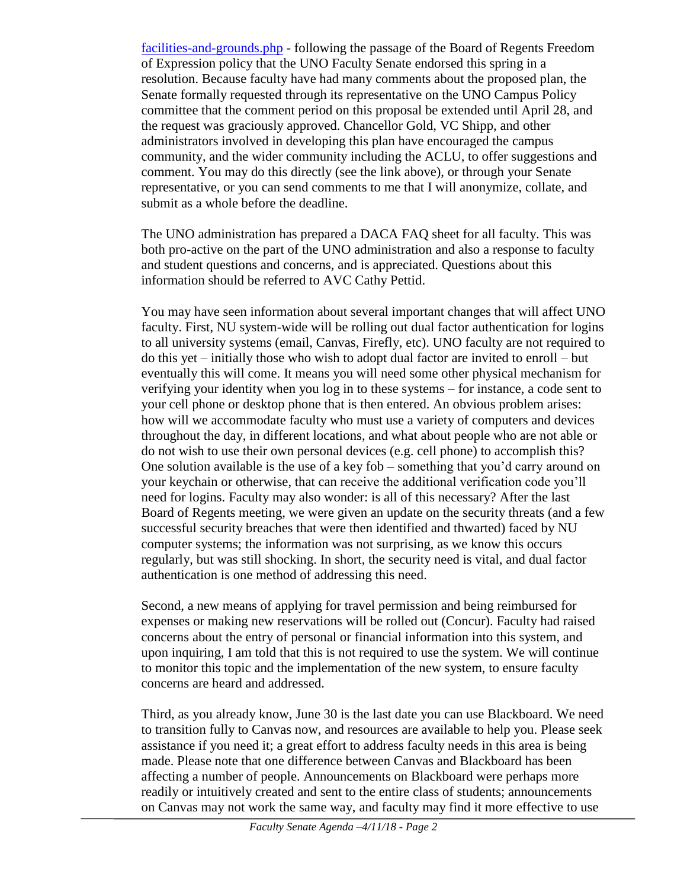facilities-and-grounds.php - following the passage of the Board of Regents Freedom of Expression policy that the UNO Faculty Senate endorsed this spring in a resolution. Because faculty have had many comments about the proposed plan, the Senate formally requested through its representative on the UNO Campus Policy committee that the comment period on this proposal be extended until April 28, and the request was graciously approved. Chancellor Gold, VC Shipp, and other administrators involved in developing this plan have encouraged the campus community, and the wider community including the ACLU, to offer suggestions and comment. You may do this directly (see the link above), or through your Senate representative, or you can send comments to me that I will anonymize, collate, and submit as a whole before the deadline.

The UNO administration has prepared a DACA FAQ sheet for all faculty. This was both pro-active on the part of the UNO administration and also a response to faculty and student questions and concerns, and is appreciated. Questions about this information should be referred to AVC Cathy Pettid.

You may have seen information about several important changes that will affect UNO faculty. First, NU system-wide will be rolling out dual factor authentication for logins to all university systems (email, Canvas, Firefly, etc). UNO faculty are not required to do this yet – initially those who wish to adopt dual factor are invited to enroll – but eventually this will come. It means you will need some other physical mechanism for verifying your identity when you log in to these systems – for instance, a code sent to your cell phone or desktop phone that is then entered. An obvious problem arises: how will we accommodate faculty who must use a variety of computers and devices throughout the day, in different locations, and what about people who are not able or do not wish to use their own personal devices (e.g. cell phone) to accomplish this? One solution available is the use of a key fob – something that you'd carry around on your keychain or otherwise, that can receive the additional verification code you'll need for logins. Faculty may also wonder: is all of this necessary? After the last Board of Regents meeting, we were given an update on the security threats (and a few successful security breaches that were then identified and thwarted) faced by NU computer systems; the information was not surprising, as we know this occurs regularly, but was still shocking. In short, the security need is vital, and dual factor authentication is one method of addressing this need.

Second, a new means of applying for travel permission and being reimbursed for expenses or making new reservations will be rolled out (Concur). Faculty had raised concerns about the entry of personal or financial information into this system, and upon inquiring, I am told that this is not required to use the system. We will continue to monitor this topic and the implementation of the new system, to ensure faculty concerns are heard and addressed.

Third, as you already know, June 30 is the last date you can use Blackboard. We need to transition fully to Canvas now, and resources are available to help you. Please seek assistance if you need it; a great effort to address faculty needs in this area is being made. Please note that one difference between Canvas and Blackboard has been affecting a number of people. Announcements on Blackboard were perhaps more readily or intuitively created and sent to the entire class of students; announcements on Canvas may not work the same way, and faculty may find it more effective to use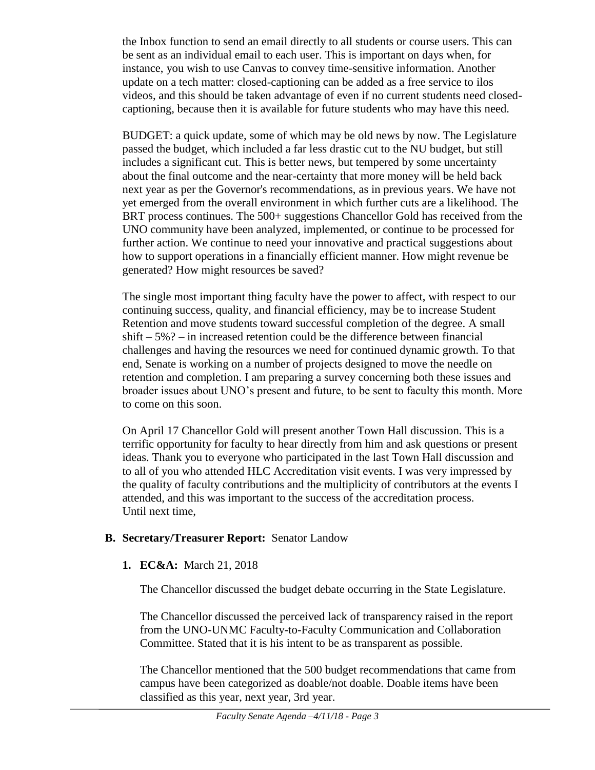the Inbox function to send an email directly to all students or course users. This can be sent as an individual email to each user. This is important on days when, for instance, you wish to use Canvas to convey time-sensitive information. Another update on a tech matter: closed-captioning can be added as a free service to ilos videos, and this should be taken advantage of even if no current students need closed-captioning, because then it is available for future students who may have this need.

BUDGET: a quick update, some of which may be old news by now. The Legislature passed the budget, which included a far less drastic cut to the NU budget, but still includes a significant cut. This is better news, but tempered by some uncertainty about the final outcome and the near-certainty that more money will be held back next year as per the Governor's recommendations, as in previous years. We have not yet emerged from the overall environment in which further cuts are a likelihood. The BRT process continues. The 500+ suggestions Chancellor Gold has received from the UNO community have been analyzed, implemented, or continue to be processed for further action. We continue to need your innovative and practical suggestions about how to support operations in a financially efficient manner. How might revenue be generated? How might resources be saved?

The single most important thing faculty have the power to affect, with respect to our continuing success, quality, and financial efficiency, may be to increase Student Retention and move students toward successful completion of the degree. A small shift – 5%? – in increased retention could be the difference between financial challenges and having the resources we need for continued dynamic growth. To that end, Senate is working on a number of projects designed to move the needle on retention and completion. I am preparing a survey concerning both these issues and broader issues about UNO's present and future, to be sent to faculty this month. More to come on this soon.

On April 17 Chancellor Gold will present another Town Hall discussion. This is a terrific opportunity for faculty to hear directly from him and ask questions or present ideas. Thank you to everyone who participated in the last Town Hall discussion and to all of you who attended HLC Accreditation visit events. I was very impressed by the quality of faculty contributions and the multiplicity of contributors at the events I attended, and this was important to the success of the accreditation process.
Until next time,

**B. Secretary/Treasurer Report:** Senator Landow

**1. EC&A:** March 21, 2018

The Chancellor discussed the budget debate occurring in the State Legislature.

The Chancellor discussed the perceived lack of transparency raised in the report from the UNO-UNMC Faculty-to-Faculty Communication and Collaboration Committee. Stated that it is his intent to be as transparent as possible.

The Chancellor mentioned that the 500 budget recommendations that came from campus have been categorized as doable/not doable. Doable items have been classified as this year, next year, 3rd year.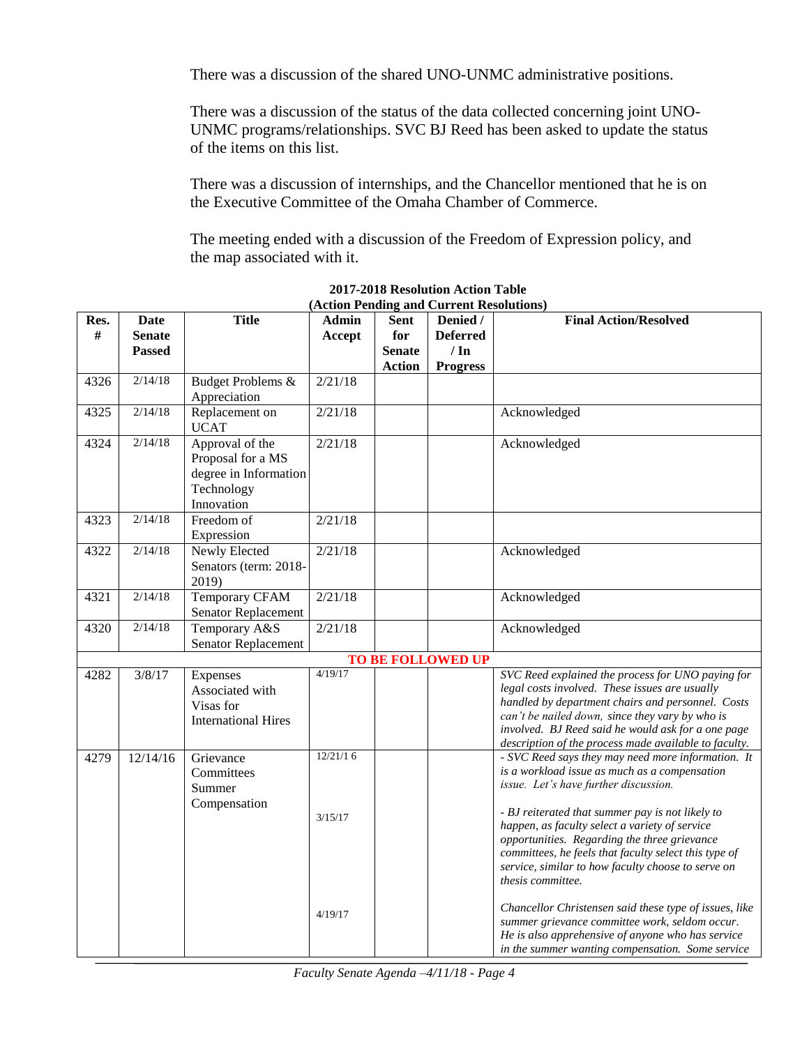There was a discussion of the shared UNO-UNMC administrative positions.

There was a discussion of the status of the data collected concerning joint UNO-UNMC programs/relationships. SVC BJ Reed has been asked to update the status of the items on this list.

There was a discussion of internships, and the Chancellor mentioned that he is on the Executive Committee of the Omaha Chamber of Commerce.

The meeting ended with a discussion of the Freedom of Expression policy, and the map associated with it.

**2017-2018 Resolution Action Table**
**(Action Pending and Current Resolutions)**

| Res. # | Date Senate Passed | Title | Admin Accept | Sent for Senate Action | Denied / Deferred / In Progress | Final Action/Resolved |
|---|---|---|---|---|---|---|
| 4326 | 2/14/18 | Budget Problems & Appreciation | 2/21/18 | | | |
| 4325 | 2/14/18 | Replacement on UCAT | 2/21/18 | | | Acknowledged |
| 4324 | 2/14/18 | Approval of the Proposal for a MS degree in Information Technology Innovation | 2/21/18 | | | Acknowledged |
| 4323 | 2/14/18 | Freedom of Expression | 2/21/18 | | | |
| 4322 | 2/14/18 | Newly Elected Senators (term: 2018-2019) | 2/21/18 | | | Acknowledged |
| 4321 | 2/14/18 | Temporary CFAM Senator Replacement | 2/21/18 | | | Acknowledged |
| 4320 | 2/14/18 | Temporary A&S Senator Replacement | 2/21/18 | | | Acknowledged |
| | | | **TO BE FOLLOWED UP** | | | |
| 4282 | 3/8/17 | Expenses Associated with Visas for International Hires | 4/19/17 | | | *SVC Reed explained the process for UNO paying for legal costs involved. These issues are usually handled by department chairs and personnel. Costs can't be nailed down, since they vary by who is involved. BJ Reed said he would ask for a one page description of the process made available to faculty.* |
| 4279 | 12/14/16 | Grievance Committees Summer Compensation | 12/21/16<br><br>3/15/17<br><br>4/19/17 | | | *- SVC Reed says they may need more information. It is a workload issue as much as a compensation issue. Let's have further discussion.*<br><br>*- BJ reiterated that summer pay is not likely to happen, as faculty select a variety of service opportunities. Regarding the three grievance committees, he feels that faculty select this type of service, similar to how faculty choose to serve on thesis committee.*<br><br>*Chancellor Christensen said these type of issues, like summer grievance committee work, seldom occur. He is also apprehensive of anyone who has service in the summer wanting compensation. Some service* |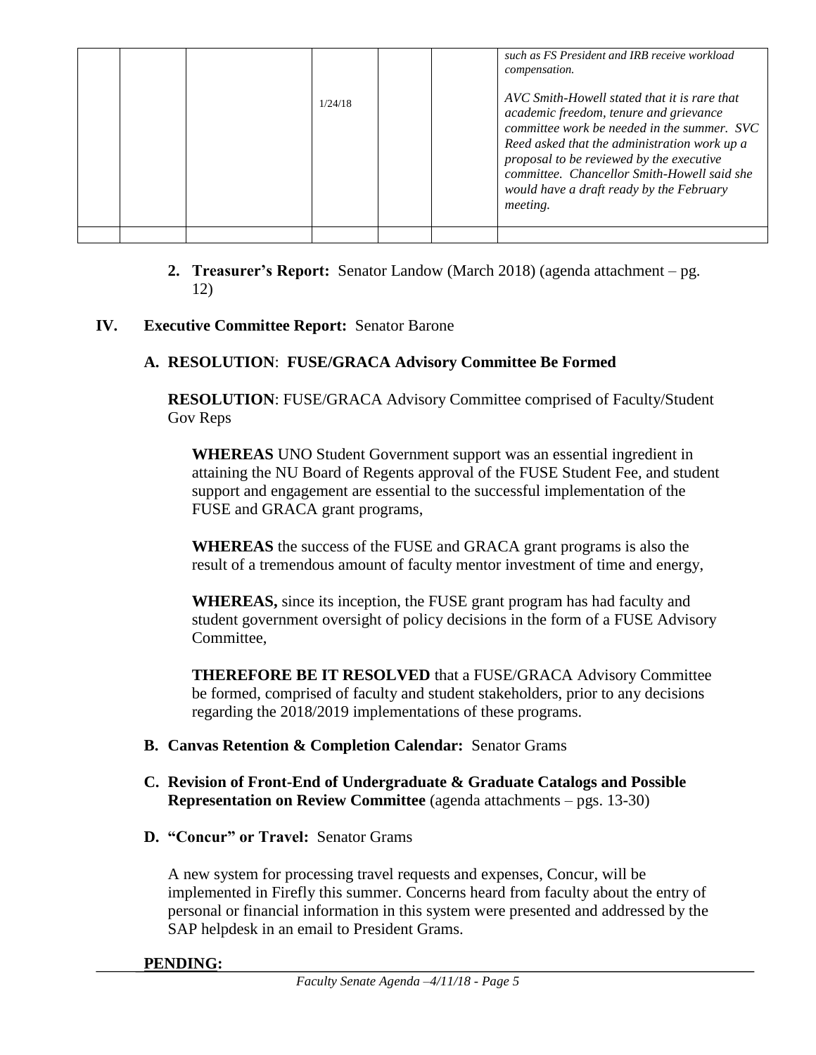|  |  |  |  |  |  |  |
|---|---|---|---|---|---|---|
|  |  |  | 1/24/18 |  |  | *such as FS President and IRB receive workload compensation.*<br><br>*AVC Smith-Howell stated that it is rare that academic freedom, tenure and grievance committee work be needed in the summer. SVC Reed asked that the administration work up a proposal to be reviewed by the executive committee. Chancellor Smith-Howell said she would have a draft ready by the February meeting.* |
|  |  |  |  |  |  |  |

2. **Treasurer's Report:** Senator Landow (March 2018) (agenda attachment – pg. 12)

## IV. Executive Committee Report: Senator Barone

### A. RESOLUTION: FUSE/GRACA Advisory Committee Be Formed

**RESOLUTION**: FUSE/GRACA Advisory Committee comprised of Faculty/Student Gov Reps

**WHEREAS** UNO Student Government support was an essential ingredient in attaining the NU Board of Regents approval of the FUSE Student Fee, and student support and engagement are essential to the successful implementation of the FUSE and GRACA grant programs,

**WHEREAS** the success of the FUSE and GRACA grant programs is also the result of a tremendous amount of faculty mentor investment of time and energy,

**WHEREAS,** since its inception, the FUSE grant program has had faculty and student government oversight of policy decisions in the form of a FUSE Advisory Committee,

**THEREFORE BE IT RESOLVED** that a FUSE/GRACA Advisory Committee be formed, comprised of faculty and student stakeholders, prior to any decisions regarding the 2018/2019 implementations of these programs.

### B. Canvas Retention & Completion Calendar: Senator Grams

### C. Revision of Front-End of Undergraduate & Graduate Catalogs and Possible Representation on Review Committee (agenda attachments – pgs. 13-30)

### D. "Concur" or Travel: Senator Grams

A new system for processing travel requests and expenses, Concur, will be implemented in Firefly this summer. Concerns heard from faculty about the entry of personal or financial information in this system were presented and addressed by the SAP helpdesk in an email to President Grams.

**PENDING:**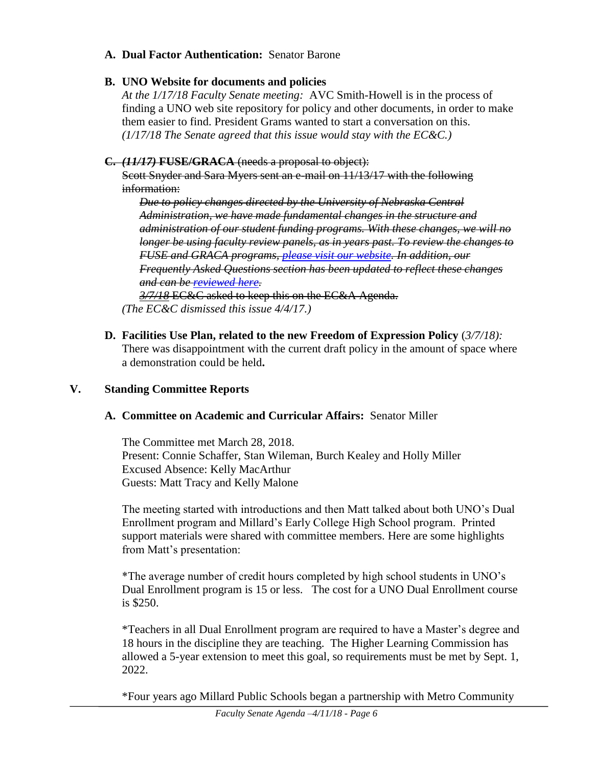**A. Dual Factor Authentication:** Senator Barone

**B. UNO Website for documents and policies**

*At the 1/17/18 Faculty Senate meeting:* AVC Smith-Howell is in the process of finding a UNO web site repository for policy and other documents, in order to make them easier to find. President Grams wanted to start a conversation on this. *(1/17/18 The Senate agreed that this issue would stay with the EC&C.)*

~~**C. *(11/17)* FUSE/GRACA** (needs a proposal to object):~~

~~Scott Snyder and Sara Myers sent an e-mail on 11/13/17 with the following information:~~

~~*Due to policy changes directed by the University of Nebraska Central Administration, we have made fundamental changes in the structure and administration of our student funding programs. With these changes, we will no longer be using faculty review panels, as in years past. To review the changes to FUSE and GRACA programs, please visit our website. In addition, our Frequently Asked Questions section has been updated to reflect these changes and can be reviewed here.*~~

~~*3/7/18* EC&C asked to keep this on the EC&A Agenda.~~

*(The EC&C dismissed this issue 4/4/17.)*

**D. Facilities Use Plan, related to the new Freedom of Expression Policy** (*3/7/18):* There was disappointment with the current draft policy in the amount of space where a demonstration could be held**.**

## V. Standing Committee Reports

**A. Committee on Academic and Curricular Affairs:** Senator Miller

The Committee met March 28, 2018.
Present: Connie Schaffer, Stan Wileman, Burch Kealey and Holly Miller
Excused Absence: Kelly MacArthur
Guests: Matt Tracy and Kelly Malone

The meeting started with introductions and then Matt talked about both UNO's Dual Enrollment program and Millard's Early College High School program. Printed support materials were shared with committee members. Here are some highlights from Matt's presentation:

*The average number of credit hours completed by high school students in UNO's Dual Enrollment program is 15 or less. The cost for a UNO Dual Enrollment course is $250.

*Teachers in all Dual Enrollment program are required to have a Master's degree and 18 hours in the discipline they are teaching. The Higher Learning Commission has allowed a 5-year extension to meet this goal, so requirements must be met by Sept. 1, 2022.

*Four years ago Millard Public Schools began a partnership with Metro Community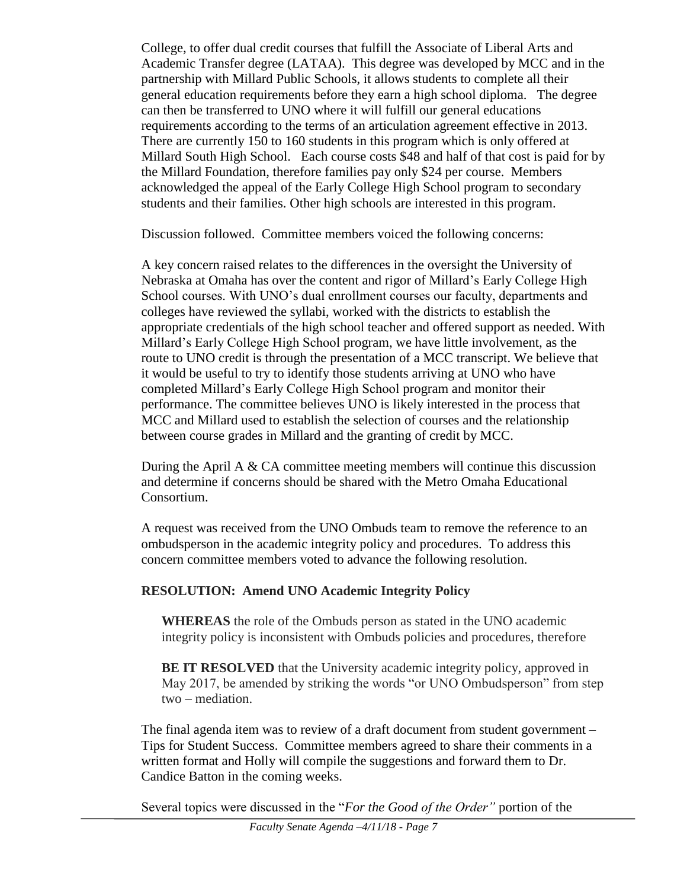College, to offer dual credit courses that fulfill the Associate of Liberal Arts and Academic Transfer degree (LATAA). This degree was developed by MCC and in the partnership with Millard Public Schools, it allows students to complete all their general education requirements before they earn a high school diploma. The degree can then be transferred to UNO where it will fulfill our general educations requirements according to the terms of an articulation agreement effective in 2013. There are currently 150 to 160 students in this program which is only offered at Millard South High School. Each course costs $48 and half of that cost is paid for by the Millard Foundation, therefore families pay only $24 per course. Members acknowledged the appeal of the Early College High School program to secondary students and their families. Other high schools are interested in this program.

Discussion followed. Committee members voiced the following concerns:

A key concern raised relates to the differences in the oversight the University of Nebraska at Omaha has over the content and rigor of Millard's Early College High School courses. With UNO's dual enrollment courses our faculty, departments and colleges have reviewed the syllabi, worked with the districts to establish the appropriate credentials of the high school teacher and offered support as needed. With Millard's Early College High School program, we have little involvement, as the route to UNO credit is through the presentation of a MCC transcript. We believe that it would be useful to try to identify those students arriving at UNO who have completed Millard's Early College High School program and monitor their performance. The committee believes UNO is likely interested in the process that MCC and Millard used to establish the selection of courses and the relationship between course grades in Millard and the granting of credit by MCC.

During the April A & CA committee meeting members will continue this discussion and determine if concerns should be shared with the Metro Omaha Educational Consortium.

A request was received from the UNO Ombuds team to remove the reference to an ombudsperson in the academic integrity policy and procedures. To address this concern committee members voted to advance the following resolution.

**RESOLUTION: Amend UNO Academic Integrity Policy**

**WHEREAS** the role of the Ombuds person as stated in the UNO academic integrity policy is inconsistent with Ombuds policies and procedures, therefore

**BE IT RESOLVED** that the University academic integrity policy, approved in May 2017, be amended by striking the words "or UNO Ombudsperson" from step two – mediation.

The final agenda item was to review of a draft document from student government – Tips for Student Success. Committee members agreed to share their comments in a written format and Holly will compile the suggestions and forward them to Dr. Candice Batton in the coming weeks.

Several topics were discussed in the "*For the Good of the Order"* portion of the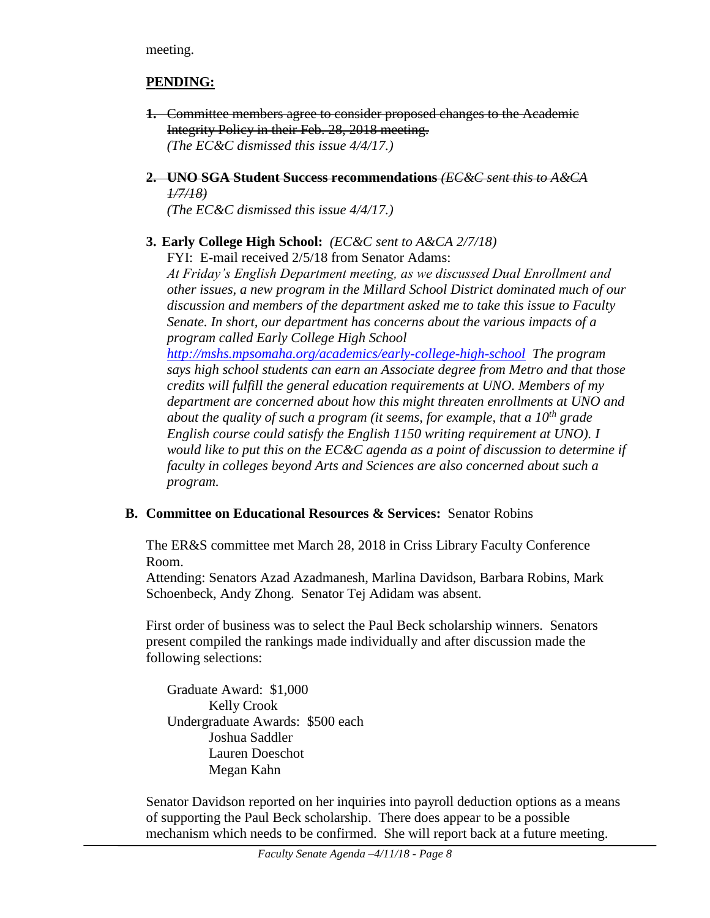meeting.

**PENDING:**

1. ~~Committee members agree to consider proposed changes to the Academic Integrity Policy in their Feb. 28, 2018 meeting.~~
   *(The EC&C dismissed this issue 4/4/17.)*

2. ~~**UNO SGA Student Success recommendations** *(EC&C sent this to A&CA 1/7/18)*~~
   *(The EC&C dismissed this issue 4/4/17.)*

3. **Early College High School:** *(EC&C sent to A&CA 2/7/18)*
   FYI: E-mail received 2/5/18 from Senator Adams:
   *At Friday's English Department meeting, as we discussed Dual Enrollment and other issues, a new program in the Millard School District dominated much of our discussion and members of the department asked me to take this issue to Faculty Senate. In short, our department has concerns about the various impacts of a program called Early College High School* *http://mshs.mpsomaha.org/academics/early-college-high-school* *The program says high school students can earn an Associate degree from Metro and that those credits will fulfill the general education requirements at UNO. Members of my department are concerned about how this might threaten enrollments at UNO and about the quality of such a program (it seems, for example, that a 10th grade English course could satisfy the English 1150 writing requirement at UNO). I would like to put this on the EC&C agenda as a point of discussion to determine if faculty in colleges beyond Arts and Sciences are also concerned about such a program.*

**B. Committee on Educational Resources & Services:** Senator Robins

The ER&S committee met March 28, 2018 in Criss Library Faculty Conference Room.
Attending: Senators Azad Azadmanesh, Marlina Davidson, Barbara Robins, Mark Schoenbeck, Andy Zhong. Senator Tej Adidam was absent.

First order of business was to select the Paul Beck scholarship winners. Senators present compiled the rankings made individually and after discussion made the following selections:

Graduate Award: $1,000
- Kelly Crook

Undergraduate Awards: $500 each
- Joshua Saddler
- Lauren Doeschot
- Megan Kahn

Senator Davidson reported on her inquiries into payroll deduction options as a means of supporting the Paul Beck scholarship. There does appear to be a possible mechanism which needs to be confirmed. She will report back at a future meeting.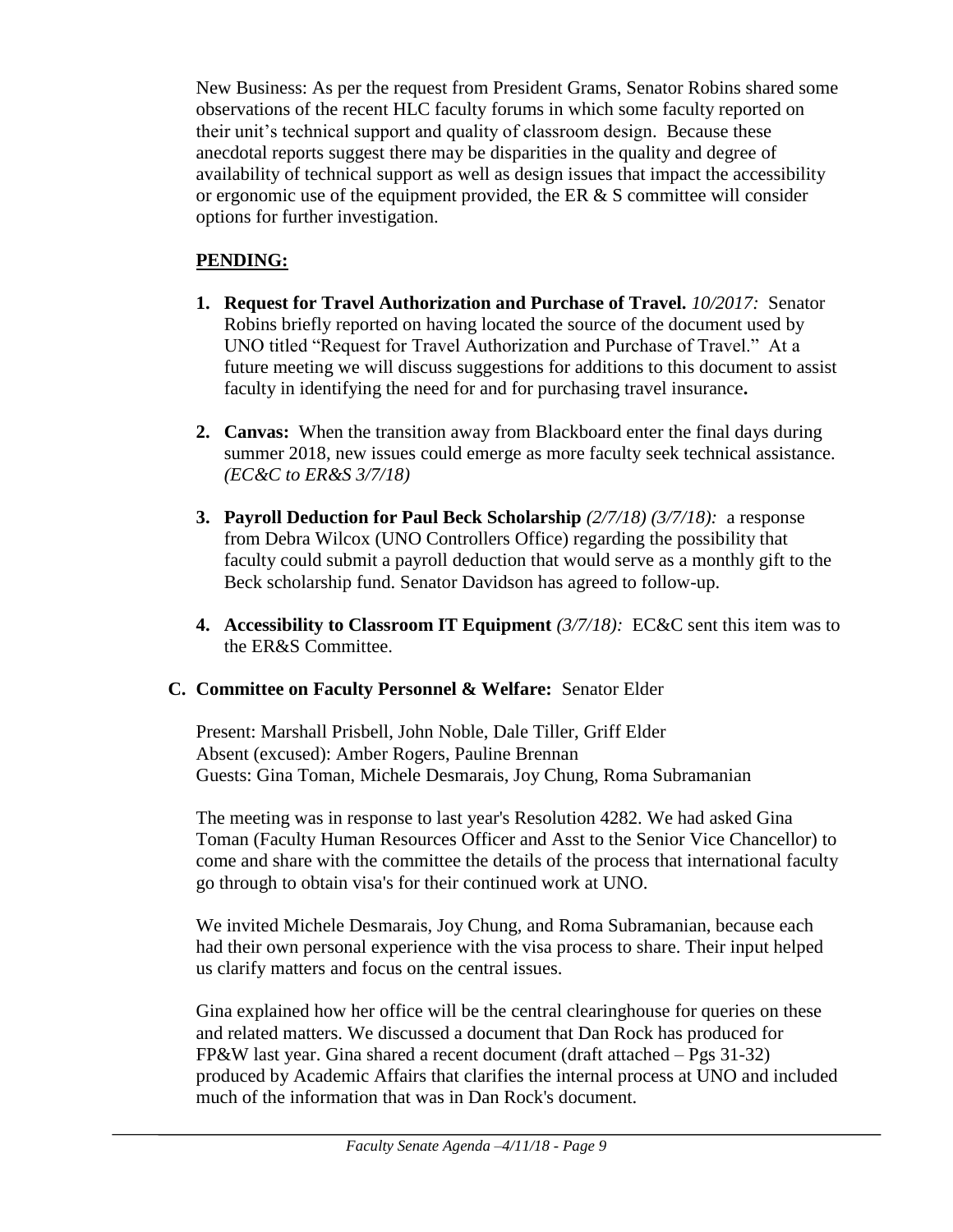New Business: As per the request from President Grams, Senator Robins shared some observations of the recent HLC faculty forums in which some faculty reported on their unit's technical support and quality of classroom design. Because these anecdotal reports suggest there may be disparities in the quality and degree of availability of technical support as well as design issues that impact the accessibility or ergonomic use of the equipment provided, the ER & S committee will consider options for further investigation.

**PENDING:**

1. **Request for Travel Authorization and Purchase of Travel.** *10/2017:* Senator Robins briefly reported on having located the source of the document used by UNO titled "Request for Travel Authorization and Purchase of Travel." At a future meeting we will discuss suggestions for additions to this document to assist faculty in identifying the need for and for purchasing travel insurance**.**

2. **Canvas:** When the transition away from Blackboard enter the final days during summer 2018, new issues could emerge as more faculty seek technical assistance. *(EC&C to ER&S 3/7/18)*

3. **Payroll Deduction for Paul Beck Scholarship** *(2/7/18) (3/7/18):* a response from Debra Wilcox (UNO Controllers Office) regarding the possibility that faculty could submit a payroll deduction that would serve as a monthly gift to the Beck scholarship fund. Senator Davidson has agreed to follow-up.

4. **Accessibility to Classroom IT Equipment** *(3/7/18):* EC&C sent this item was to the ER&S Committee.

**C. Committee on Faculty Personnel & Welfare:** Senator Elder

Present: Marshall Prisbell, John Noble, Dale Tiller, Griff Elder
Absent (excused): Amber Rogers, Pauline Brennan
Guests: Gina Toman, Michele Desmarais, Joy Chung, Roma Subramanian

The meeting was in response to last year's Resolution 4282. We had asked Gina Toman (Faculty Human Resources Officer and Asst to the Senior Vice Chancellor) to come and share with the committee the details of the process that international faculty go through to obtain visa's for their continued work at UNO.

We invited Michele Desmarais, Joy Chung, and Roma Subramanian, because each had their own personal experience with the visa process to share. Their input helped us clarify matters and focus on the central issues.

Gina explained how her office will be the central clearinghouse for queries on these and related matters. We discussed a document that Dan Rock has produced for FP&W last year. Gina shared a recent document (draft attached – Pgs 31-32) produced by Academic Affairs that clarifies the internal process at UNO and included much of the information that was in Dan Rock's document.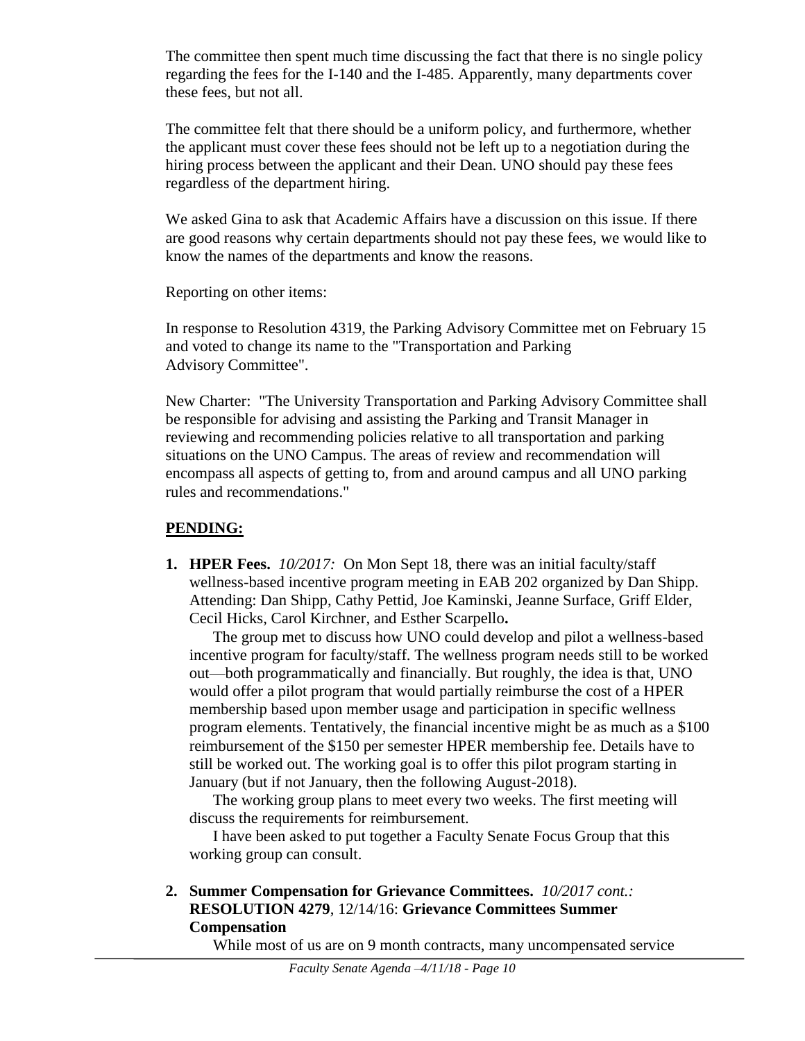The committee then spent much time discussing the fact that there is no single policy regarding the fees for the I-140 and the I-485. Apparently, many departments cover these fees, but not all.

The committee felt that there should be a uniform policy, and furthermore, whether the applicant must cover these fees should not be left up to a negotiation during the hiring process between the applicant and their Dean. UNO should pay these fees regardless of the department hiring.

We asked Gina to ask that Academic Affairs have a discussion on this issue. If there are good reasons why certain departments should not pay these fees, we would like to know the names of the departments and know the reasons.

Reporting on other items:

In response to Resolution 4319, the Parking Advisory Committee met on February 15 and voted to change its name to the "Transportation and Parking Advisory Committee".

New Charter: "The University Transportation and Parking Advisory Committee shall be responsible for advising and assisting the Parking and Transit Manager in reviewing and recommending policies relative to all transportation and parking situations on the UNO Campus. The areas of review and recommendation will encompass all aspects of getting to, from and around campus and all UNO parking rules and recommendations."

## PENDING:

1. **HPER Fees.** *10/2017:* On Mon Sept 18, there was an initial faculty/staff wellness-based incentive program meeting in EAB 202 organized by Dan Shipp. Attending: Dan Shipp, Cathy Pettid, Joe Kaminski, Jeanne Surface, Griff Elder, Cecil Hicks, Carol Kirchner, and Esther Scarpello**.**

   The group met to discuss how UNO could develop and pilot a wellness-based incentive program for faculty/staff. The wellness program needs still to be worked out—both programmatically and financially. But roughly, the idea is that, UNO would offer a pilot program that would partially reimburse the cost of a HPER membership based upon member usage and participation in specific wellness program elements. Tentatively, the financial incentive might be as much as a $100 reimbursement of the $150 per semester HPER membership fee. Details have to still be worked out. The working goal is to offer this pilot program starting in January (but if not January, then the following August-2018).

   The working group plans to meet every two weeks. The first meeting will discuss the requirements for reimbursement.

   I have been asked to put together a Faculty Senate Focus Group that this working group can consult.

2. **Summer Compensation for Grievance Committees.** *10/2017 cont.:* **RESOLUTION 4279**, 12/14/16: **Grievance Committees Summer Compensation**

   While most of us are on 9 month contracts, many uncompensated service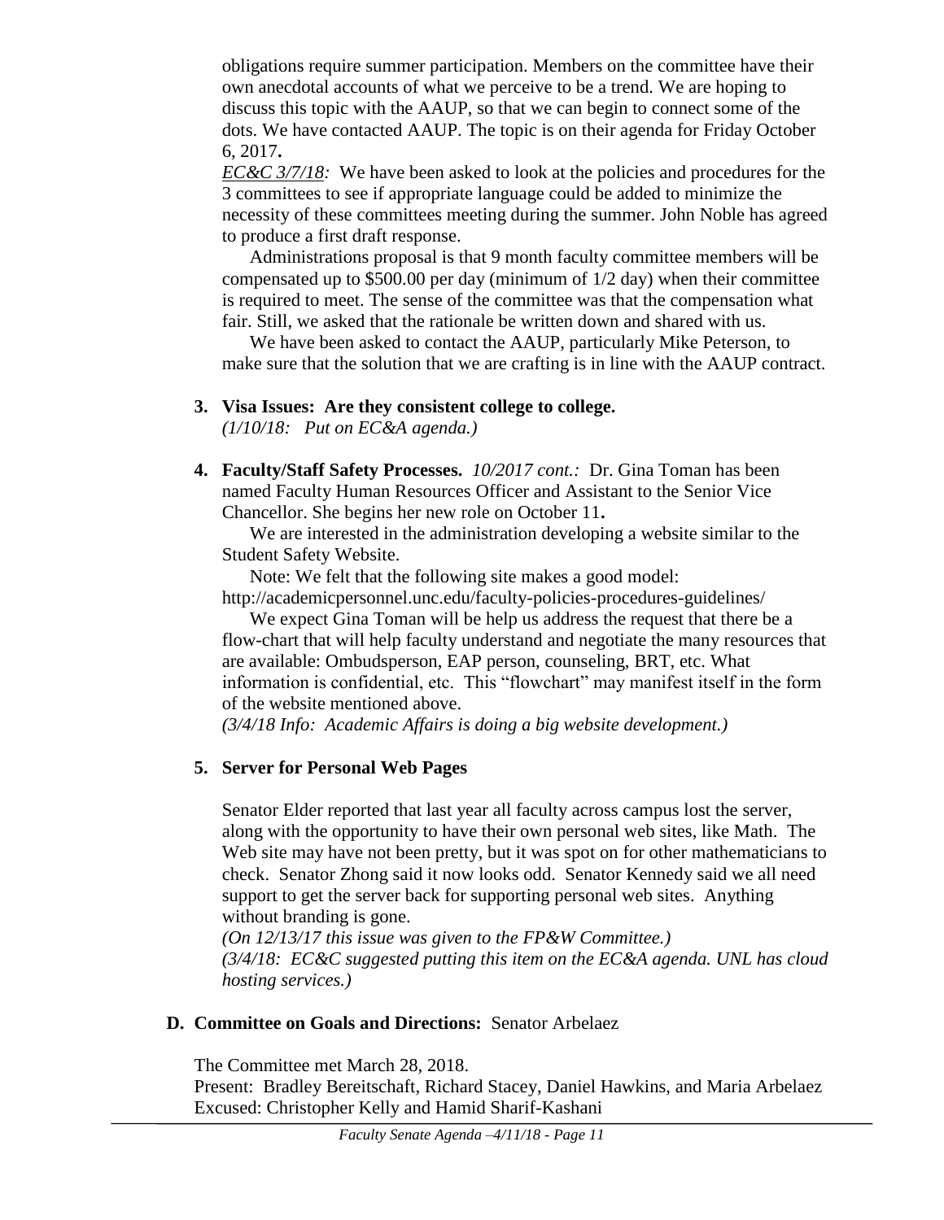obligations require summer participation. Members on the committee have their own anecdotal accounts of what we perceive to be a trend. We are hoping to discuss this topic with the AAUP, so that we can begin to connect some of the dots. We have contacted AAUP. The topic is on their agenda for Friday October 6, 2017**.**

*EC&C 3/7/18:* We have been asked to look at the policies and procedures for the 3 committees to see if appropriate language could be added to minimize the necessity of these committees meeting during the summer. John Noble has agreed to produce a first draft response.

Administrations proposal is that 9 month faculty committee members will be compensated up to $500.00 per day (minimum of 1/2 day) when their committee is required to meet. The sense of the committee was that the compensation what fair. Still, we asked that the rationale be written down and shared with us.

We have been asked to contact the AAUP, particularly Mike Peterson, to make sure that the solution that we are crafting is in line with the AAUP contract.

3. **Visa Issues: Are they consistent college to college.**
   *(1/10/18: Put on EC&A agenda.)*

4. **Faculty/Staff Safety Processes.** *10/2017 cont.:* Dr. Gina Toman has been named Faculty Human Resources Officer and Assistant to the Senior Vice Chancellor. She begins her new role on October 11**.**

   We are interested in the administration developing a website similar to the Student Safety Website.

   Note: We felt that the following site makes a good model: http://academicpersonnel.unc.edu/faculty-policies-procedures-guidelines/

   We expect Gina Toman will be help us address the request that there be a flow-chart that will help faculty understand and negotiate the many resources that are available: Ombudsperson, EAP person, counseling, BRT, etc. What information is confidential, etc. This "flowchart" may manifest itself in the form of the website mentioned above.
   *(3/4/18 Info: Academic Affairs is doing a big website development.)*

5. **Server for Personal Web Pages**

   Senator Elder reported that last year all faculty across campus lost the server, along with the opportunity to have their own personal web sites, like Math. The Web site may have not been pretty, but it was spot on for other mathematicians to check. Senator Zhong said it now looks odd. Senator Kennedy said we all need support to get the server back for supporting personal web sites. Anything without branding is gone.
   *(On 12/13/17 this issue was given to the FP&W Committee.)*
   *(3/4/18: EC&C suggested putting this item on the EC&A agenda. UNL has cloud hosting services.)*

**D. Committee on Goals and Directions:** Senator Arbelaez

The Committee met March 28, 2018.
Present: Bradley Bereitschaft, Richard Stacey, Daniel Hawkins, and Maria Arbelaez
Excused: Christopher Kelly and Hamid Sharif-Kashani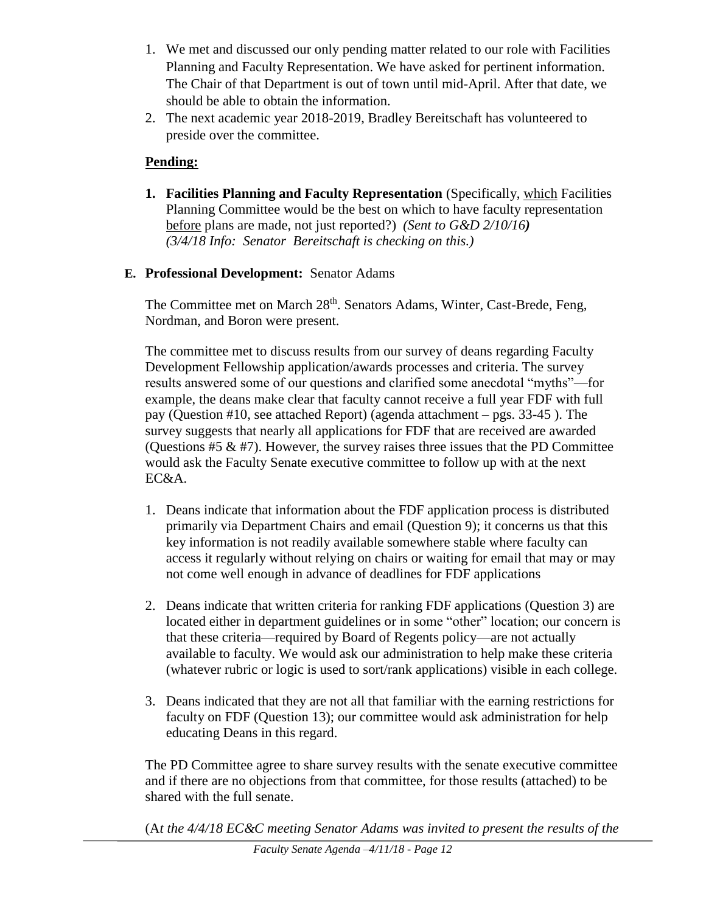1. We met and discussed our only pending matter related to our role with Facilities Planning and Faculty Representation. We have asked for pertinent information. The Chair of that Department is out of town until mid-April. After that date, we should be able to obtain the information.
2. The next academic year 2018-2019, Bradley Bereitschaft has volunteered to preside over the committee.

**Pending:**

1. **Facilities Planning and Faculty Representation** (Specifically, which Facilities Planning Committee would be the best on which to have faculty representation before plans are made, not just reported?) *(Sent to G&D 2/10/16)* *(3/4/18 Info: Senator Bereitschaft is checking on this.)*

**E. Professional Development:** Senator Adams

The Committee met on March 28th. Senators Adams, Winter, Cast-Brede, Feng, Nordman, and Boron were present.

The committee met to discuss results from our survey of deans regarding Faculty Development Fellowship application/awards processes and criteria. The survey results answered some of our questions and clarified some anecdotal "myths"—for example, the deans make clear that faculty cannot receive a full year FDF with full pay (Question #10, see attached Report) (agenda attachment – pgs. 33-45 ). The survey suggests that nearly all applications for FDF that are received are awarded (Questions #5 & #7). However, the survey raises three issues that the PD Committee would ask the Faculty Senate executive committee to follow up with at the next EC&A.

1. Deans indicate that information about the FDF application process is distributed primarily via Department Chairs and email (Question 9); it concerns us that this key information is not readily available somewhere stable where faculty can access it regularly without relying on chairs or waiting for email that may or may not come well enough in advance of deadlines for FDF applications
2. Deans indicate that written criteria for ranking FDF applications (Question 3) are located either in department guidelines or in some "other" location; our concern is that these criteria—required by Board of Regents policy—are not actually available to faculty. We would ask our administration to help make these criteria (whatever rubric or logic is used to sort/rank applications) visible in each college.
3. Deans indicated that they are not all that familiar with the earning restrictions for faculty on FDF (Question 13); our committee would ask administration for help educating Deans in this regard.

The PD Committee agree to share survey results with the senate executive committee and if there are no objections from that committee, for those results (attached) to be shared with the full senate.

(A*t the 4/4/18 EC&C meeting Senator Adams was invited to present the results of the*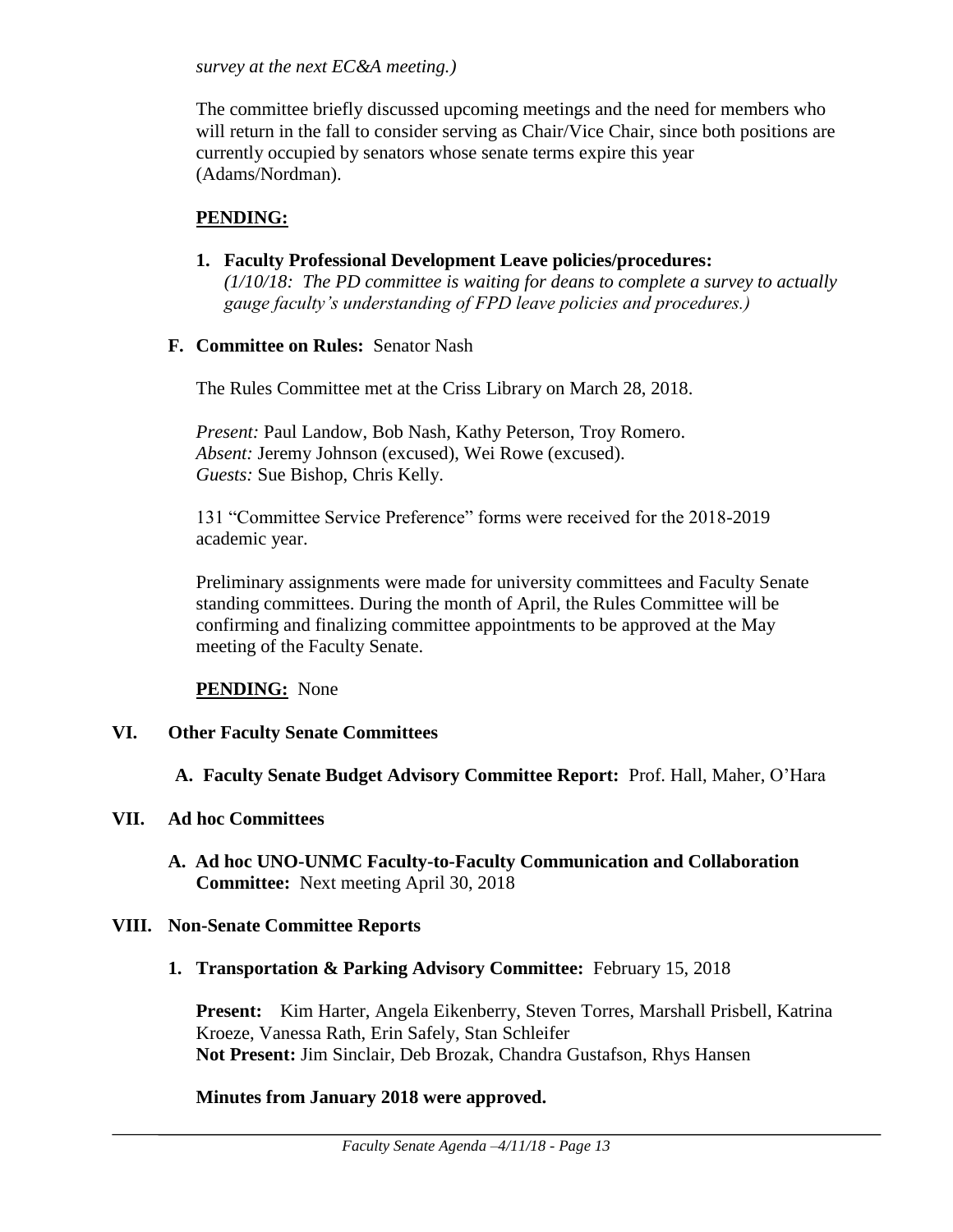*survey at the next EC&A meeting.)*

The committee briefly discussed upcoming meetings and the need for members who will return in the fall to consider serving as Chair/Vice Chair, since both positions are currently occupied by senators whose senate terms expire this year (Adams/Nordman).

**PENDING:**

1. **Faculty Professional Development Leave policies/procedures:** *(1/10/18: The PD committee is waiting for deans to complete a survey to actually gauge faculty's understanding of FPD leave policies and procedures.)*

**F. Committee on Rules:** Senator Nash

The Rules Committee met at the Criss Library on March 28, 2018.

*Present:* Paul Landow, Bob Nash, Kathy Peterson, Troy Romero.
*Absent:* Jeremy Johnson (excused), Wei Rowe (excused).
*Guests:* Sue Bishop, Chris Kelly.

131 "Committee Service Preference" forms were received for the 2018-2019 academic year.

Preliminary assignments were made for university committees and Faculty Senate standing committees. During the month of April, the Rules Committee will be confirming and finalizing committee appointments to be approved at the May meeting of the Faculty Senate.

**PENDING:** None

## VI. Other Faculty Senate Committees

**A. Faculty Senate Budget Advisory Committee Report:** Prof. Hall, Maher, O'Hara

## VII. Ad hoc Committees

**A. Ad hoc UNO-UNMC Faculty-to-Faculty Communication and Collaboration Committee:** Next meeting April 30, 2018

## VIII. Non-Senate Committee Reports

1. **Transportation & Parking Advisory Committee:** February 15, 2018

**Present:** Kim Harter, Angela Eikenberry, Steven Torres, Marshall Prisbell, Katrina Kroeze, Vanessa Rath, Erin Safely, Stan Schleifer
**Not Present:** Jim Sinclair, Deb Brozak, Chandra Gustafson, Rhys Hansen

**Minutes from January 2018 were approved.**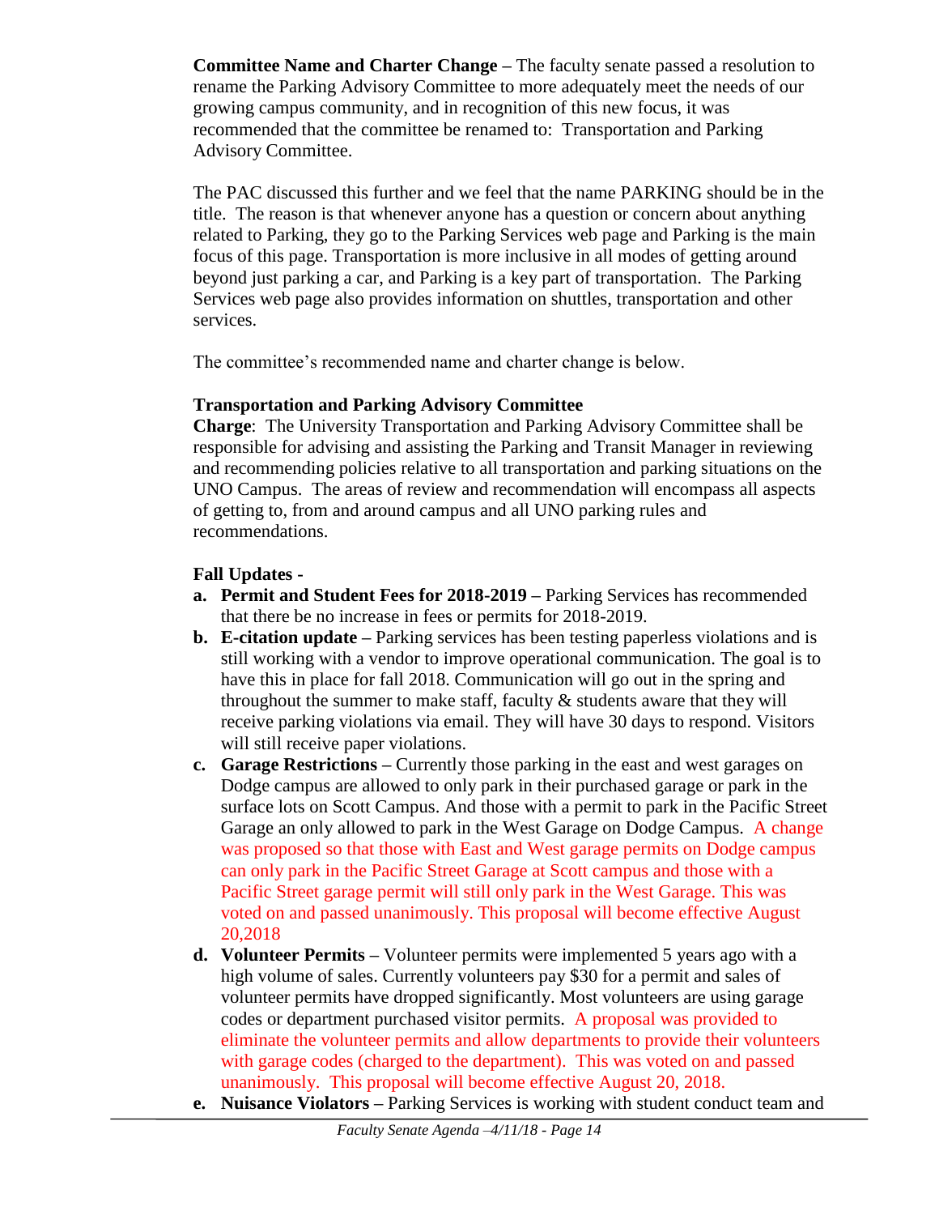**Committee Name and Charter Change –** The faculty senate passed a resolution to rename the Parking Advisory Committee to more adequately meet the needs of our growing campus community, and in recognition of this new focus, it was recommended that the committee be renamed to: Transportation and Parking Advisory Committee.

The PAC discussed this further and we feel that the name PARKING should be in the title. The reason is that whenever anyone has a question or concern about anything related to Parking, they go to the Parking Services web page and Parking is the main focus of this page. Transportation is more inclusive in all modes of getting around beyond just parking a car, and Parking is a key part of transportation. The Parking Services web page also provides information on shuttles, transportation and other services.

The committee's recommended name and charter change is below.

**Transportation and Parking Advisory Committee**
**Charge**: The University Transportation and Parking Advisory Committee shall be responsible for advising and assisting the Parking and Transit Manager in reviewing and recommending policies relative to all transportation and parking situations on the UNO Campus. The areas of review and recommendation will encompass all aspects of getting to, from and around campus and all UNO parking rules and recommendations.

**Fall Updates -**

a. **Permit and Student Fees for 2018-2019 –** Parking Services has recommended that there be no increase in fees or permits for 2018-2019.
b. **E-citation update –** Parking services has been testing paperless violations and is still working with a vendor to improve operational communication. The goal is to have this in place for fall 2018. Communication will go out in the spring and throughout the summer to make staff, faculty & students aware that they will receive parking violations via email. They will have 30 days to respond. Visitors will still receive paper violations.
c. **Garage Restrictions –** Currently those parking in the east and west garages on Dodge campus are allowed to only park in their purchased garage or park in the surface lots on Scott Campus. And those with a permit to park in the Pacific Street Garage an only allowed to park in the West Garage on Dodge Campus. A change was proposed so that those with East and West garage permits on Dodge campus can only park in the Pacific Street Garage at Scott campus and those with a Pacific Street garage permit will still only park in the West Garage. This was voted on and passed unanimously. This proposal will become effective August 20,2018
d. **Volunteer Permits –** Volunteer permits were implemented 5 years ago with a high volume of sales. Currently volunteers pay $30 for a permit and sales of volunteer permits have dropped significantly. Most volunteers are using garage codes or department purchased visitor permits. A proposal was provided to eliminate the volunteer permits and allow departments to provide their volunteers with garage codes (charged to the department). This was voted on and passed unanimously. This proposal will become effective August 20, 2018.
e. **Nuisance Violators –** Parking Services is working with student conduct team and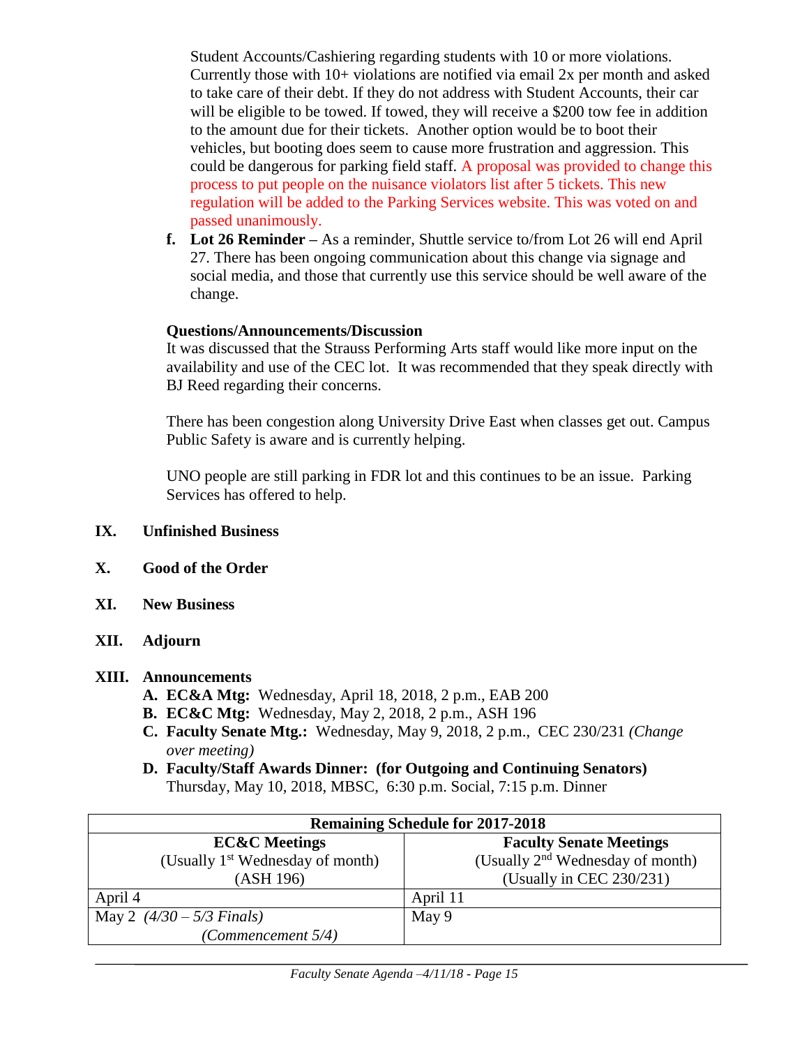Student Accounts/Cashiering regarding students with 10 or more violations. Currently those with 10+ violations are notified via email 2x per month and asked to take care of their debt. If they do not address with Student Accounts, their car will be eligible to be towed. If towed, they will receive a $200 tow fee in addition to the amount due for their tickets. Another option would be to boot their vehicles, but booting does seem to cause more frustration and aggression. This could be dangerous for parking field staff. A proposal was provided to change this process to put people on the nuisance violators list after 5 tickets. This new regulation will be added to the Parking Services website. This was voted on and passed unanimously.

f. **Lot 26 Reminder –** As a reminder, Shuttle service to/from Lot 26 will end April 27. There has been ongoing communication about this change via signage and social media, and those that currently use this service should be well aware of the change.

**Questions/Announcements/Discussion**

It was discussed that the Strauss Performing Arts staff would like more input on the availability and use of the CEC lot. It was recommended that they speak directly with BJ Reed regarding their concerns.

There has been congestion along University Drive East when classes get out. Campus Public Safety is aware and is currently helping.

UNO people are still parking in FDR lot and this continues to be an issue. Parking Services has offered to help.

## IX. Unfinished Business

## X. Good of the Order

## XI. New Business

## XII. Adjourn

## XIII. Announcements

A. **EC&A Mtg:** Wednesday, April 18, 2018, 2 p.m., EAB 200
B. **EC&C Mtg:** Wednesday, May 2, 2018, 2 p.m., ASH 196
C. **Faculty Senate Mtg.:** Wednesday, May 9, 2018, 2 p.m., CEC 230/231 *(Change over meeting)*
D. **Faculty/Staff Awards Dinner: (for Outgoing and Continuing Senators)** Thursday, May 10, 2018, MBSC, 6:30 p.m. Social, 7:15 p.m. Dinner

| **Remaining Schedule for 2017-2018** | |
|---|---|
| **EC&C Meetings** (Usually 1st Wednesday of month) (ASH 196) | **Faculty Senate Meetings** (Usually 2nd Wednesday of month) (Usually in CEC 230/231) |
| April 4 | April 11 |
| May 2 *(4/30 – 5/3 Finals)* *(Commencement 5/4)* | May 9 |